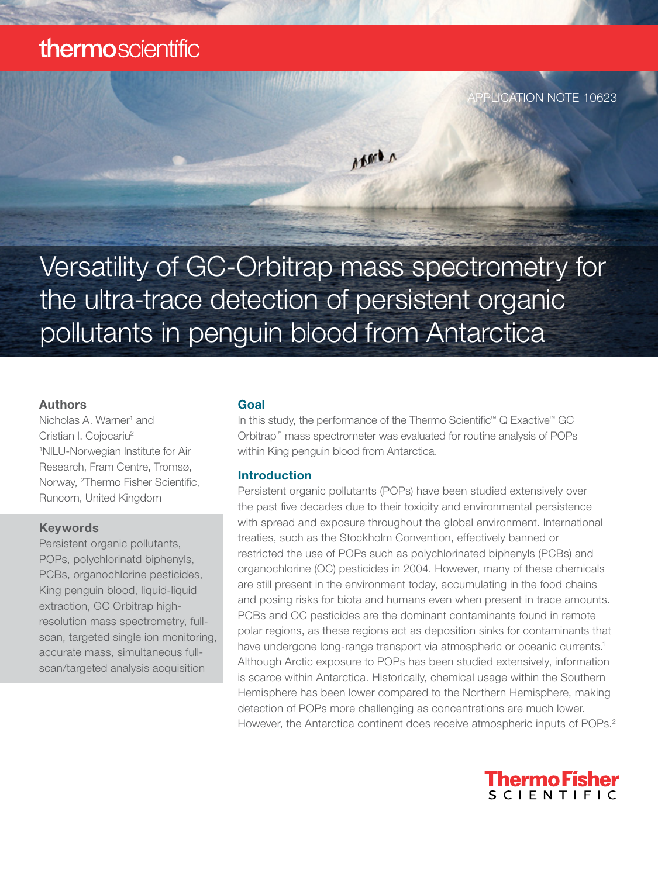thermoscientific

APPLICATION NOTE 10623

# Versatility of GC-Orbitrap mass spectrometry for the ultra-trace detection of persistent organic pollutants in penguin blood from Antarctica

### Authors

Nicholas A. Warner[1] and Cristian I. Cojocariu[2]

[1]NILU-Norwegian Institute for Air Research, Fram Centre, Tromsø, Norway, [2]Thermo Fisher Scientific, Runcorn, United Kingdom

### Keywords

Persistent organic pollutants, POPs, polychlorinatd biphenyls, PCBs, organochlorine pesticides, King penguin blood, liquid-liquid extraction, GC Orbitrap high-resolution mass spectrometry, full-scan, targeted single ion monitoring, accurate mass, simultaneous full-scan/targeted analysis acquisition

## Goal

In this study, the performance of the Thermo Scientific™ Q Exactive™ GC Orbitrap™ mass spectrometer was evaluated for routine analysis of POPs within King penguin blood from Antarctica.

## Introduction

Persistent organic pollutants (POPs) have been studied extensively over the past five decades due to their toxicity and environmental persistence with spread and exposure throughout the global environment. International treaties, such as the Stockholm Convention, effectively banned or restricted the use of POPs such as polychlorinated biphenyls (PCBs) and organochlorine (OC) pesticides in 2004. However, many of these chemicals are still present in the environment today, accumulating in the food chains and posing risks for biota and humans even when present in trace amounts. PCBs and OC pesticides are the dominant contaminants found in remote polar regions, as these regions act as deposition sinks for contaminants that have undergone long-range transport via atmospheric or oceanic currents.[1] Although Arctic exposure to POPs has been studied extensively, information is scarce within Antarctica. Historically, chemical usage within the Southern Hemisphere has been lower compared to the Northern Hemisphere, making detection of POPs more challenging as concentrations are much lower. However, the Antarctica continent does receive atmospheric inputs of POPs.[2]

ThermoFisher SCIENTIFIC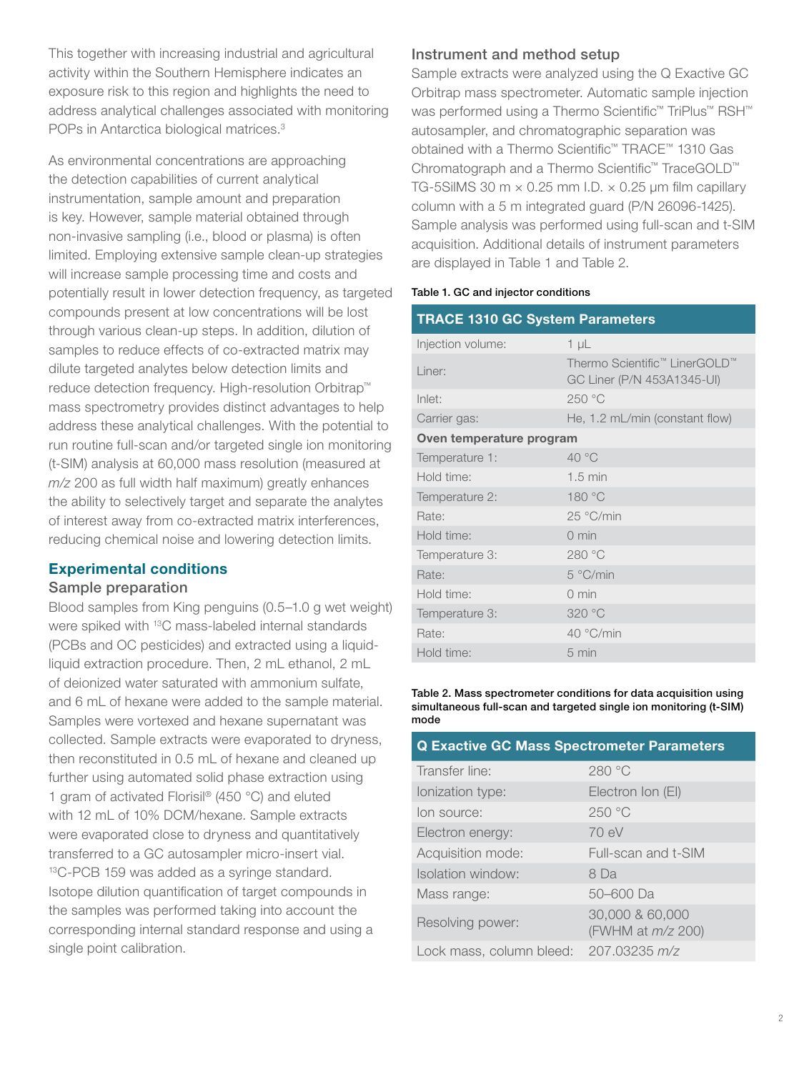This together with increasing industrial and agricultural activity within the Southern Hemisphere indicates an exposure risk to this region and highlights the need to address analytical challenges associated with monitoring POPs in Antarctica biological matrices.[3]

As environmental concentrations are approaching the detection capabilities of current analytical instrumentation, sample amount and preparation is key. However, sample material obtained through non-invasive sampling (i.e., blood or plasma) is often limited. Employing extensive sample clean-up strategies will increase sample processing time and costs and potentially result in lower detection frequency, as targeted compounds present at low concentrations will be lost through various clean-up steps. In addition, dilution of samples to reduce effects of co-extracted matrix may dilute targeted analytes below detection limits and reduce detection frequency. High-resolution Orbitrap™ mass spectrometry provides distinct advantages to help address these analytical challenges. With the potential to run routine full-scan and/or targeted single ion monitoring (t-SIM) analysis at 60,000 mass resolution (measured at *m/z* 200 as full width half maximum) greatly enhances the ability to selectively target and separate the analytes of interest away from co-extracted matrix interferences, reducing chemical noise and lowering detection limits.

## Experimental conditions

### Sample preparation

Blood samples from King penguins (0.5–1.0 g wet weight) were spiked with $^{13}C$ mass-labeled internal standards (PCBs and OC pesticides) and extracted using a liquid-liquid extraction procedure. Then, 2 mL ethanol, 2 mL of deionized water saturated with ammonium sulfate, and 6 mL of hexane were added to the sample material. Samples were vortexed and hexane supernatant was collected. Sample extracts were evaporated to dryness, then reconstituted in 0.5 mL of hexane and cleaned up further using automated solid phase extraction using 1 gram of activated Florisil® (450 °C) and eluted with 12 mL of 10% DCM/hexane. Sample extracts were evaporated close to dryness and quantitatively transferred to a GC autosampler micro-insert vial. $^{13}C$-PCB 159 was added as a syringe standard. Isotope dilution quantification of target compounds in the samples was performed taking into account the corresponding internal standard response and using a single point calibration.

### Instrument and method setup

Sample extracts were analyzed using the Q Exactive GC Orbitrap mass spectrometer. Automatic sample injection was performed using a Thermo Scientific™ TriPlus™ RSH™ autosampler, and chromatographic separation was obtained with a Thermo Scientific™ TRACE™ 1310 Gas Chromatograph and a Thermo Scientific™ TraceGOLD™ TG-5SilMS 30 m × 0.25 mm I.D. × 0.25 µm film capillary column with a 5 m integrated guard (P/N 26096-1425). Sample analysis was performed using full-scan and t-SIM acquisition. Additional details of instrument parameters are displayed in Table 1 and Table 2.

**Table 1. GC and injector conditions**

| TRACE 1310 GC System Parameters | |
|---|---|
| Injection volume: | 1 µL |
| Liner: | Thermo Scientific™ LinerGOLD™ GC Liner (P/N 453A1345-UI) |
| Inlet: | 250 °C |
| Carrier gas: | He, 1.2 mL/min (constant flow) |
| **Oven temperature program** | |
| Temperature 1: | 40 °C |
| Hold time: | 1.5 min |
| Temperature 2: | 180 °C |
| Rate: | 25 °C/min |
| Hold time: | 0 min |
| Temperature 3: | 280 °C |
| Rate: | 5 °C/min |
| Hold time: | 0 min |
| Temperature 3: | 320 °C |
| Rate: | 40 °C/min |
| Hold time: | 5 min |

**Table 2. Mass spectrometer conditions for data acquisition using simultaneous full-scan and targeted single ion monitoring (t-SIM) mode**

| Q Exactive GC Mass Spectrometer Parameters | |
|---|---|
| Transfer line: | 280 °C |
| Ionization type: | Electron Ion (EI) |
| Ion source: | 250 °C |
| Electron energy: | 70 eV |
| Acquisition mode: | Full-scan and t-SIM |
| Isolation window: | 8 Da |
| Mass range: | 50–600 Da |
| Resolving power: | 30,000 & 60,000 (FWHM at *m/z* 200) |
| Lock mass, column bleed: | 207.03235 *m/z* |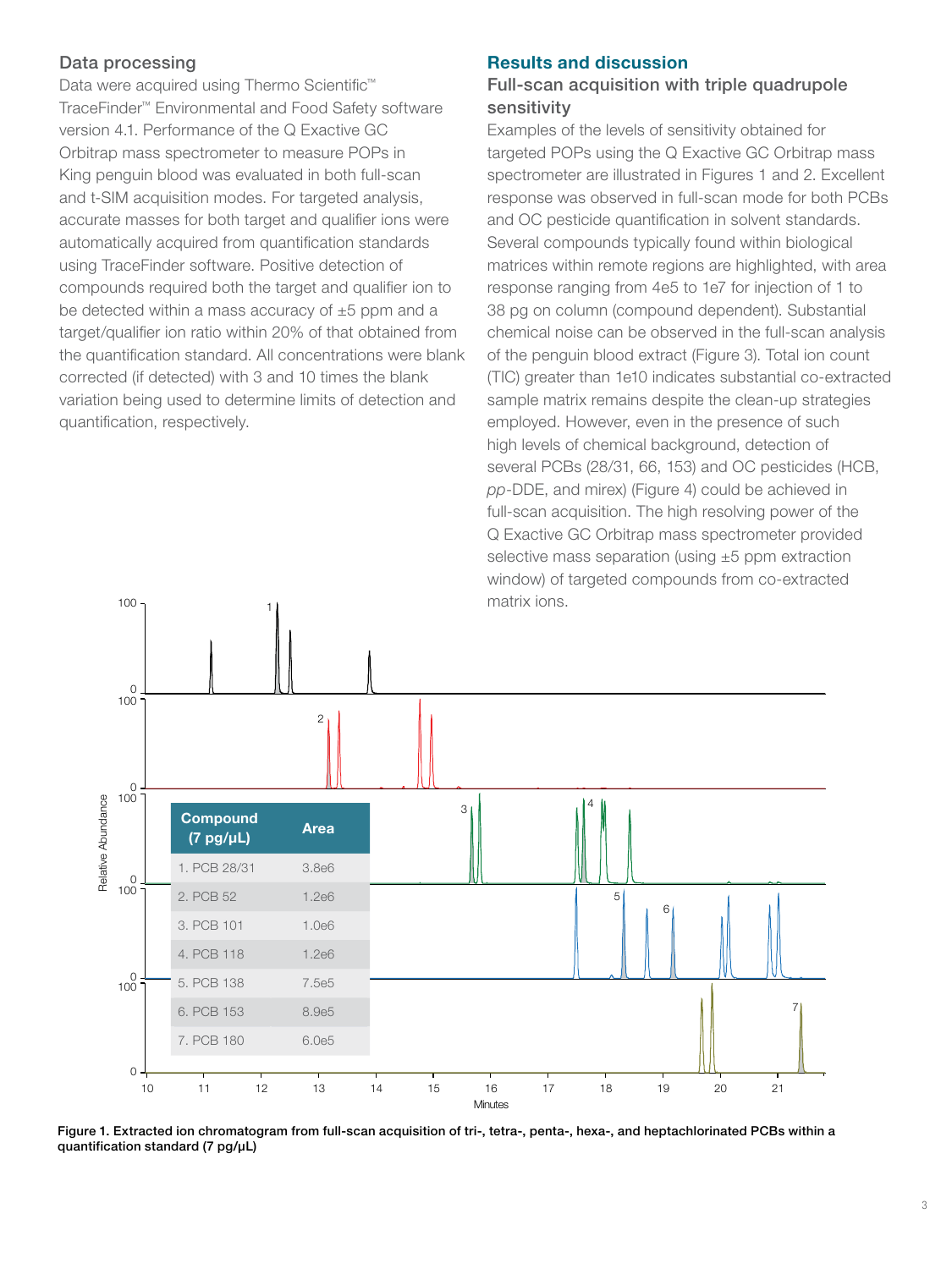### Data processing

Data were acquired using Thermo Scientific™ TraceFinder™ Environmental and Food Safety software version 4.1. Performance of the Q Exactive GC Orbitrap mass spectrometer to measure POPs in King penguin blood was evaluated in both full-scan and t-SIM acquisition modes. For targeted analysis, accurate masses for both target and qualifier ions were automatically acquired from quantification standards using TraceFinder software. Positive detection of compounds required both the target and qualifier ion to be detected within a mass accuracy of ±5 ppm and a target/qualifier ion ratio within 20% of that obtained from the quantification standard. All concentrations were blank corrected (if detected) with 3 and 10 times the blank variation being used to determine limits of detection and quantification, respectively.

## Results and discussion

### Full-scan acquisition with triple quadrupole sensitivity

Examples of the levels of sensitivity obtained for targeted POPs using the Q Exactive GC Orbitrap mass spectrometer are illustrated in Figures 1 and 2. Excellent response was observed in full-scan mode for both PCBs and OC pesticide quantification in solvent standards. Several compounds typically found within biological matrices within remote regions are highlighted, with area response ranging from 4e5 to 1e7 for injection of 1 to 38 pg on column (compound dependent). Substantial chemical noise can be observed in the full-scan analysis of the penguin blood extract (Figure 3). Total ion count (TIC) greater than 1e10 indicates substantial co-extracted sample matrix remains despite the clean-up strategies employed. However, even in the presence of such high levels of chemical background, detection of several PCBs (28/31, 66, 153) and OC pesticides (HCB, *pp*-DDE, and mirex) (Figure 4) could be achieved in full-scan acquisition. The high resolving power of the Q Exactive GC Orbitrap mass spectrometer provided selective mass separation (using ±5 ppm extraction window) of targeted compounds from co-extracted matrix ions.

| Compound (7 pg/µL) | Area |
|---|---|
| 1. PCB 28/31 | 3.8e6 |
| 2. PCB 52 | 1.2e6 |
| 3. PCB 101 | 1.0e6 |
| 4. PCB 118 | 1.2e6 |
| 5. PCB 138 | 7.5e5 |
| 6. PCB 153 | 8.9e5 |
| 7. PCB 180 | 6.0e5 |

**Figure 1. Extracted ion chromatogram from full-scan acquisition of tri-, tetra-, penta-, hexa-, and heptachlorinated PCBs within a quantification standard (7 pg/µL)**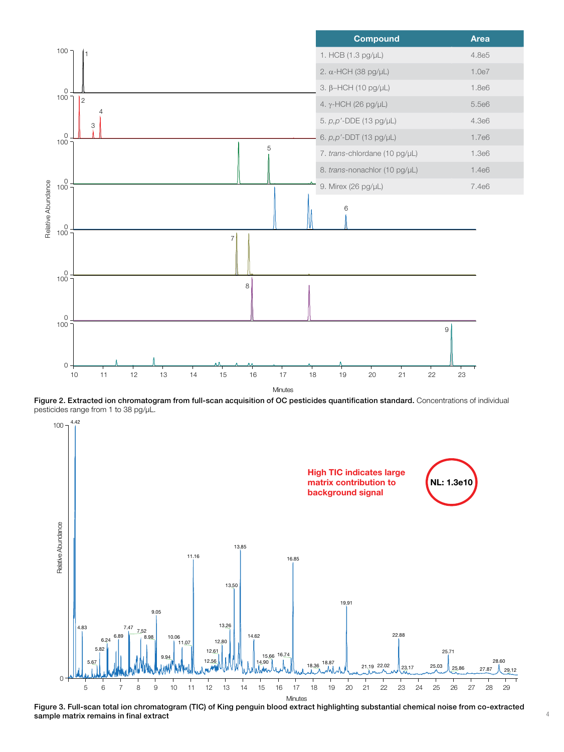| Compound | Area |
| --- | --- |
| 1. HCB (1.3 pg/µL) | 4.8e5 |
| 2. α-HCH (38 pg/µL) | 1.0e7 |
| 3. β–HCH (10 pg/µL) | 1.8e6 |
| 4. γ-HCH (26 pg/µL) | 5.5e6 |
| 5. *p,p'*-DDE (13 pg/µL) | 4.3e6 |
| 6. *p,p'*-DDT (13 pg/µL) | 1.7e6 |
| 7. *trans*-chlordane (10 pg/µL) | 1.3e6 |
| 8. *trans*-nonachlor (10 pg/µL) | 1.4e6 |
| 9. Mirex (26 pg/µL) | 7.4e6 |

**Figure 2. Extracted ion chromatogram from full-scan acquisition of OC pesticides quantification standard.** Concentrations of individual pesticides range from 1 to 38 pg/µL.

**Figure 3. Full-scan total ion chromatogram (TIC) of King penguin blood extract highlighting substantial chemical noise from co-extracted sample matrix remains in final extract**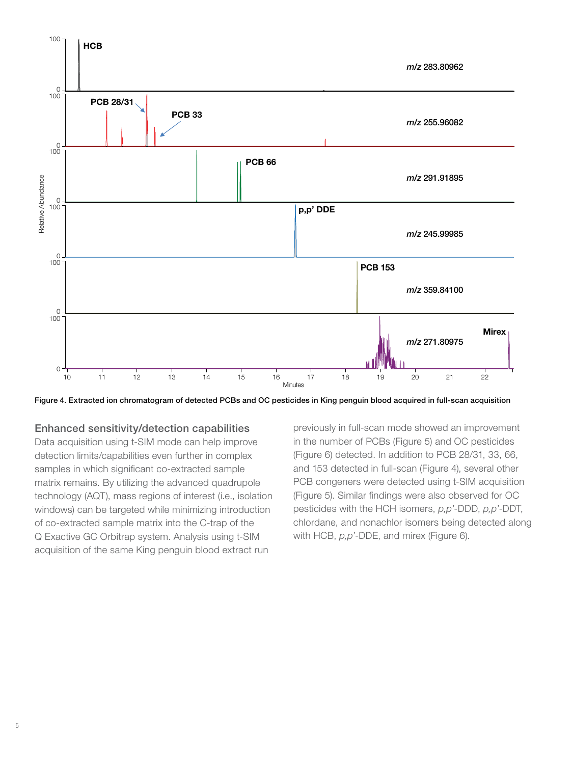Figure 4. Extracted ion chromatogram of detected PCBs and OC pesticides in King penguin blood acquired in full-scan acquisition

## Enhanced sensitivity/detection capabilities

Data acquisition using t-SIM mode can help improve detection limits/capabilities even further in complex samples in which significant co-extracted sample matrix remains. By utilizing the advanced quadrupole technology (AQT), mass regions of interest (i.e., isolation windows) can be targeted while minimizing introduction of co-extracted sample matrix into the C-trap of the Q Exactive GC Orbitrap system. Analysis using t-SIM acquisition of the same King penguin blood extract run previously in full-scan mode showed an improvement in the number of PCBs (Figure 5) and OC pesticides (Figure 6) detected. In addition to PCB 28/31, 33, 66, and 153 detected in full-scan (Figure 4), several other PCB congeners were detected using t-SIM acquisition (Figure 5). Similar findings were also observed for OC pesticides with the HCH isomers, *p,p'*-DDD, *p,p'*-DDT, chlordane, and nonachlor isomers being detected along with HCB, *p,p'*-DDE, and mirex (Figure 6).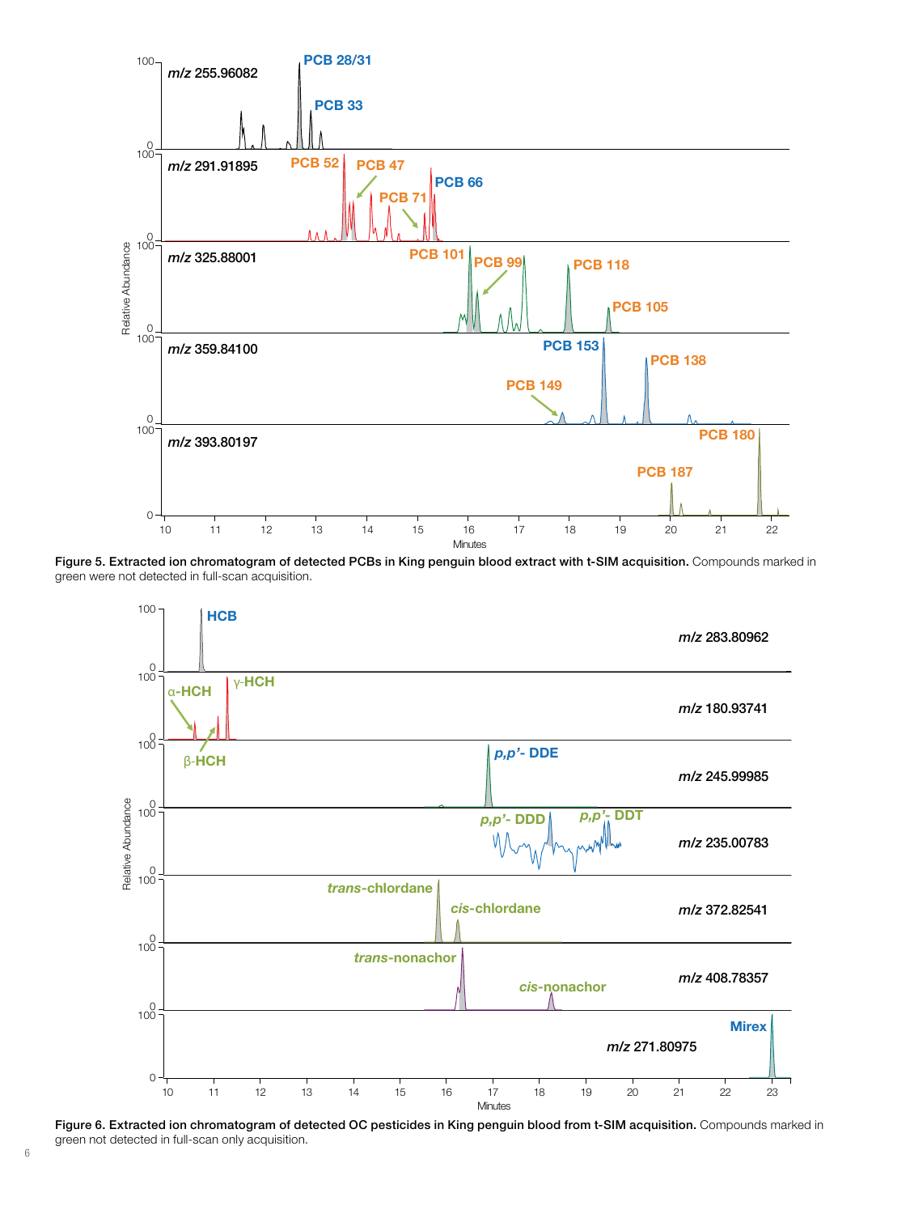**Figure 5. Extracted ion chromatogram of detected PCBs in King penguin blood extract with t-SIM acquisition.** Compounds marked in green were not detected in full-scan acquisition.

**Figure 6. Extracted ion chromatogram of detected OC pesticides in King penguin blood from t-SIM acquisition.** Compounds marked in green not detected in full-scan only acquisition.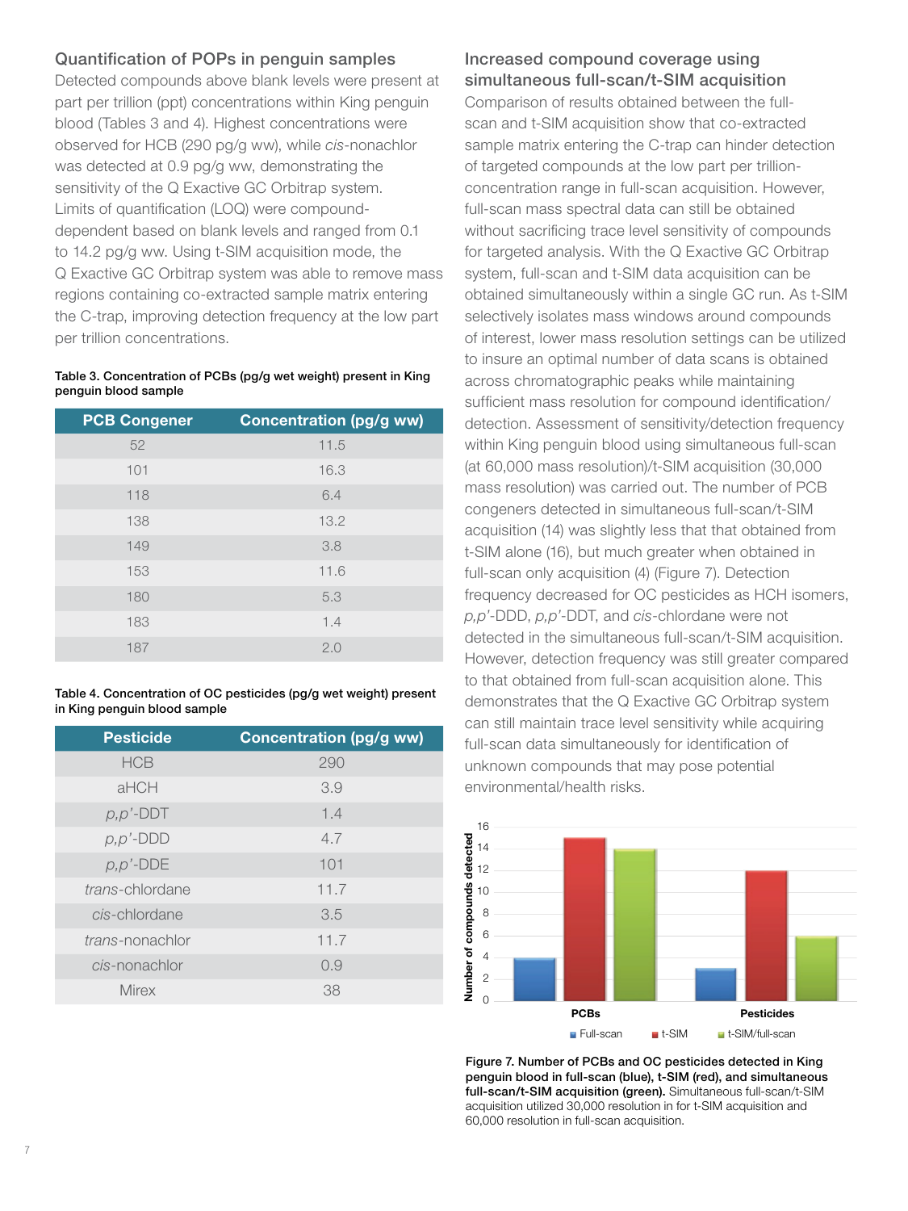## Quantification of POPs in penguin samples

Detected compounds above blank levels were present at part per trillion (ppt) concentrations within King penguin blood (Tables 3 and 4). Highest concentrations were observed for HCB (290 pg/g ww), while *cis*-nonachlor was detected at 0.9 pg/g ww, demonstrating the sensitivity of the Q Exactive GC Orbitrap system. Limits of quantification (LOQ) were compound-dependent based on blank levels and ranged from 0.1 to 14.2 pg/g ww. Using t-SIM acquisition mode, the Q Exactive GC Orbitrap system was able to remove mass regions containing co-extracted sample matrix entering the C-trap, improving detection frequency at the low part per trillion concentrations.

**Table 3. Concentration of PCBs (pg/g wet weight) present in King penguin blood sample**

| PCB Congener | Concentration (pg/g ww) |
|---|---|
| 52 | 11.5 |
| 101 | 16.3 |
| 118 | 6.4 |
| 138 | 13.2 |
| 149 | 3.8 |
| 153 | 11.6 |
| 180 | 5.3 |
| 183 | 1.4 |
| 187 | 2.0 |

**Table 4. Concentration of OC pesticides (pg/g wet weight) present in King penguin blood sample**

| Pesticide | Concentration (pg/g ww) |
|---|---|
| HCB | 290 |
| aHCH | 3.9 |
| *p,p'*-DDT | 1.4 |
| *p,p'*-DDD | 4.7 |
| *p,p'*-DDE | 101 |
| *trans*-chlordane | 11.7 |
| *cis*-chlordane | 3.5 |
| *trans*-nonachlor | 11.7 |
| *cis*-nonachlor | 0.9 |
| Mirex | 38 |

## Increased compound coverage using simultaneous full-scan/t-SIM acquisition

Comparison of results obtained between the full-scan and t-SIM acquisition show that co-extracted sample matrix entering the C-trap can hinder detection of targeted compounds at the low part per trillion-concentration range in full-scan acquisition. However, full-scan mass spectral data can still be obtained without sacrificing trace level sensitivity of compounds for targeted analysis. With the Q Exactive GC Orbitrap system, full-scan and t-SIM data acquisition can be obtained simultaneously within a single GC run. As t-SIM selectively isolates mass windows around compounds of interest, lower mass resolution settings can be utilized to insure an optimal number of data scans is obtained across chromatographic peaks while maintaining sufficient mass resolution for compound identification/detection. Assessment of sensitivity/detection frequency within King penguin blood using simultaneous full-scan (at 60,000 mass resolution)/t-SIM acquisition (30,000 mass resolution) was carried out. The number of PCB congeners detected in simultaneous full-scan/t-SIM acquisition (14) was slightly less that that obtained from t-SIM alone (16), but much greater when obtained in full-scan only acquisition (4) (Figure 7). Detection frequency decreased for OC pesticides as HCH isomers, *p,p'*-DDD, *p,p'*-DDT, and *cis*-chlordane were not detected in the simultaneous full-scan/t-SIM acquisition. However, detection frequency was still greater compared to that obtained from full-scan acquisition alone. This demonstrates that the Q Exactive GC Orbitrap system can still maintain trace level sensitivity while acquiring full-scan data simultaneously for identification of unknown compounds that may pose potential environmental/health risks.

**Figure 7. Number of PCBs and OC pesticides detected in King penguin blood in full-scan (blue), t-SIM (red), and simultaneous full-scan/t-SIM acquisition (green).** Simultaneous full-scan/t-SIM acquisition utilized 30,000 resolution in for t-SIM acquisition and 60,000 resolution in full-scan acquisition.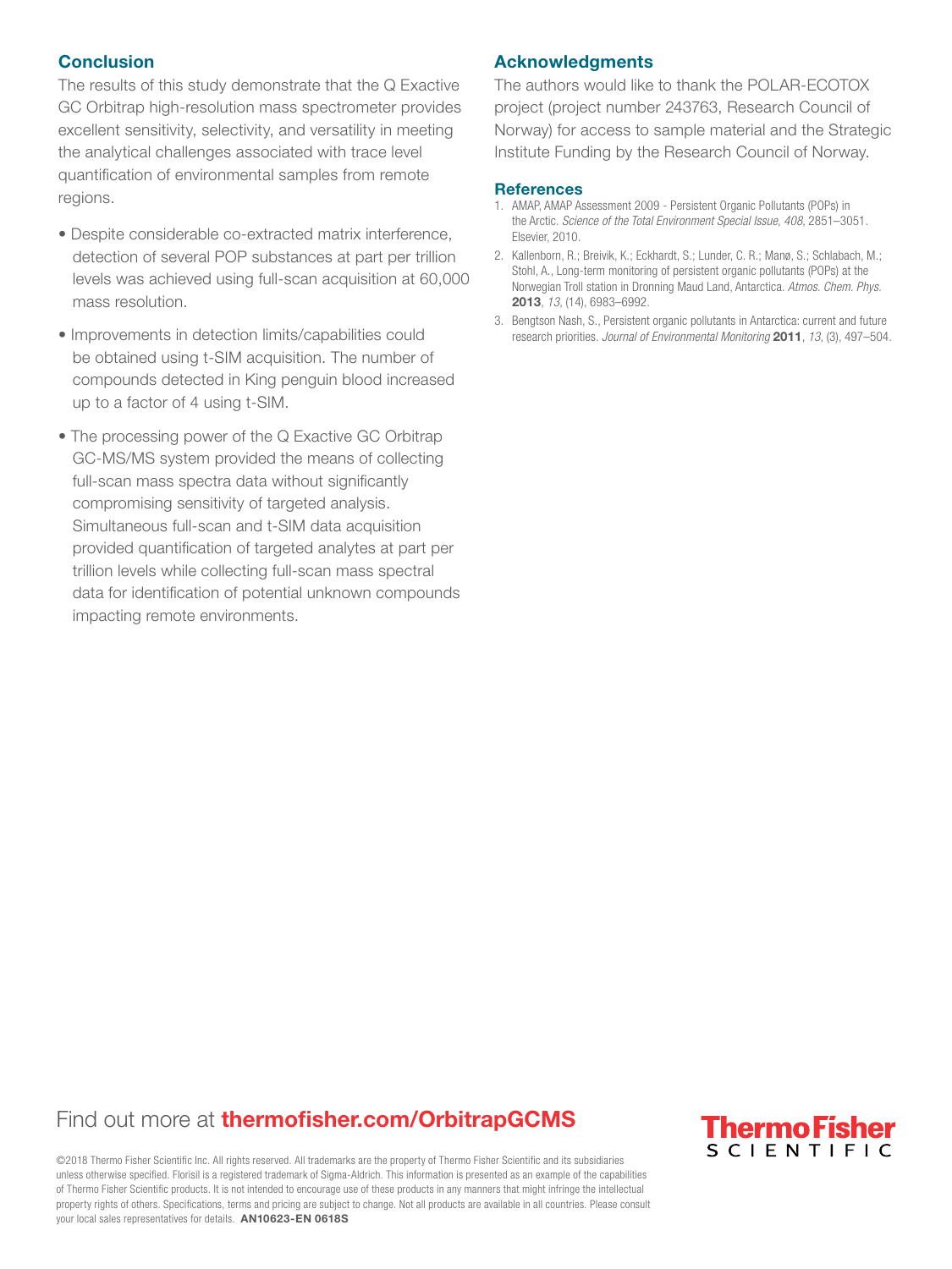## Conclusion

The results of this study demonstrate that the Q Exactive GC Orbitrap high-resolution mass spectrometer provides excellent sensitivity, selectivity, and versatility in meeting the analytical challenges associated with trace level quantification of environmental samples from remote regions.

- Despite considerable co-extracted matrix interference, detection of several POP substances at part per trillion levels was achieved using full-scan acquisition at 60,000 mass resolution.
- Improvements in detection limits/capabilities could be obtained using t-SIM acquisition. The number of compounds detected in King penguin blood increased up to a factor of 4 using t-SIM.
- The processing power of the Q Exactive GC Orbitrap GC-MS/MS system provided the means of collecting full-scan mass spectra data without significantly compromising sensitivity of targeted analysis. Simultaneous full-scan and t-SIM data acquisition provided quantification of targeted analytes at part per trillion levels while collecting full-scan mass spectral data for identification of potential unknown compounds impacting remote environments.

## Acknowledgments

The authors would like to thank the POLAR-ECOTOX project (project number 243763, Research Council of Norway) for access to sample material and the Strategic Institute Funding by the Research Council of Norway.

## References

1. AMAP, AMAP Assessment 2009 - Persistent Organic Pollutants (POPs) in the Arctic. *Science of the Total Environment Special Issue*, *408*, 2851–3051. Elsevier, 2010.
2. Kallenborn, R.; Breivik, K.; Eckhardt, S.; Lunder, C. R.; Manø, S.; Schlabach, M.; Stohl, A., Long-term monitoring of persistent organic pollutants (POPs) at the Norwegian Troll station in Dronning Maud Land, Antarctica. *Atmos. Chem. Phys.* **2013**, *13*, (14), 6983–6992.
3. Bengtson Nash, S., Persistent organic pollutants in Antarctica: current and future research priorities. *Journal of Environmental Monitoring* **2011**, *13*, (3), 497–504.

Find out more at **thermofisher.com/OrbitrapGCMS**

©2018 Thermo Fisher Scientific Inc. All rights reserved. All trademarks are the property of Thermo Fisher Scientific and its subsidiaries unless otherwise specified. Florisil is a registered trademark of Sigma-Aldrich. This information is presented as an example of the capabilities of Thermo Fisher Scientific products. It is not intended to encourage use of these products in any manners that might infringe the intellectual property rights of others. Specifications, terms and pricing are subject to change. Not all products are available in all countries. Please consult your local sales representatives for details. **AN10623-EN 0618S**

ThermoFisher SCIENTIFIC